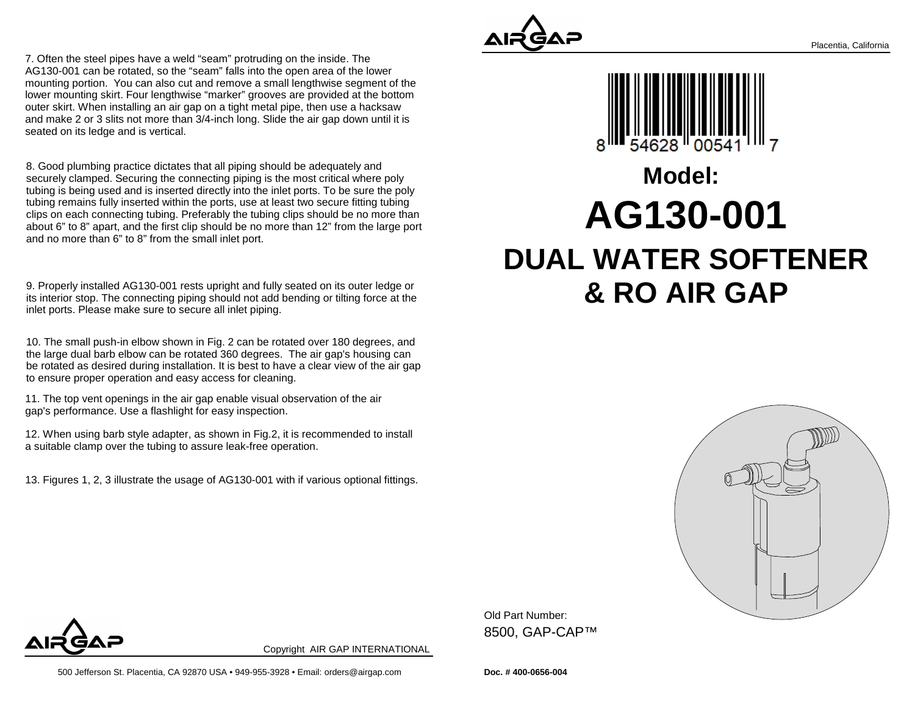7. Often the steel pipes have a weld "seam" protruding on the inside. The AG130-001 can be rotated, so the "seam" falls into the open area of the lower mounting portion. You can also cut and remove a small lengthwise segment of the lower mounting skirt. Four lengthwise "marker" grooves are provided at the bottom outer skirt. When installing an air gap on a tight metal pipe, then use a hacksaw and make 2 or 3 slits not more than 3/4-inch long. Slide the air gap down until it is seated on its ledge and is vertical.

8. Good plumbing practice dictates that all piping should be adequately and securely clamped. Securing the connecting piping is the most critical where poly tubing is being used and is inserted directly into the inlet ports. To be sure the poly tubing remains fully inserted within the ports, use at least two secure fitting tubing clips on each connecting tubing. Preferably the tubing clips should be no more than about 6" to 8" apart, and the first clip should be no more than 12" from the large port and no more than 6" to 8" from the small inlet port.

9. Properly installed AG130-001 rests upright and fully seated on its outer ledge or its interior stop. The connecting piping should not add bending or tilting force at the inlet ports. Please make sure to secure all inlet piping.

10. The small push-in elbow shown in Fig. 2 can be rotated over 180 degrees, and the large dual barb elbow can be rotated 360 degrees. The air gap's housing can be rotated as desired during installation. It is best to have a clear view of the air gap to ensure proper operation and easy access for cleaning.

11. The top vent openings in the air gap enable visual observation of the air gap's performance. Use a flashlight for easy inspection.

12. When using barb style adapter, as shown in Fig.2, it is recommended to install a suitable clamp over the tubing to assure leak-free operation.

13. Figures 1, 2, 3 illustrate the usage of AG130-001 with if various optional fittings.

Copyright AIR GAP INTERNATIONAL

500 Jefferson St. Placentia, CA 92870 USA • 949-955-3928 • Email: orders@airgap.com

Placentia, California

8 54628 00541 7

# Model:

# AG130-001

# DUAL WATER SOFTENER & RO AIR GAP

Old Part Number:
8500, GAP-CAP™

**Doc. # 400-0656-004**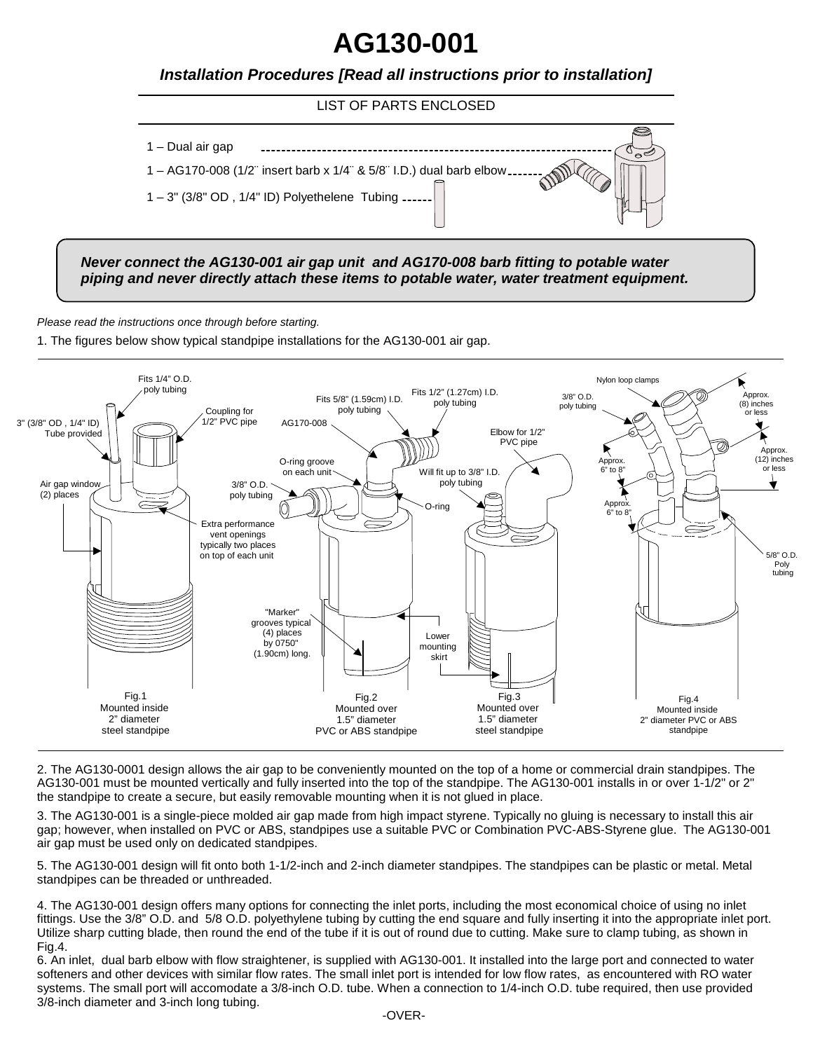# AG130-001

***Installation Procedures [Read all instructions prior to installation]***

LIST OF PARTS ENCLOSED

1 – Dual air gap

1 – AG170-008 (1/2¨ insert barb x 1/4¨ & 5/8¨ I.D.) dual barb elbow

1 – 3" (3/8" OD , 1/4" ID) Polyethelene Tubing

***Never connect the AG130-001 air gap unit and AG170-008 barb fitting to potable water piping and never directly attach these items to potable water, water treatment equipment.***

*Please read the instructions once through before starting.*

1. The figures below show typical standpipe installations for the AG130-001 air gap.

Fits 1/4" O.D. poly tubing
3" (3/8" OD , 1/4" ID) Tube provided
Coupling for 1/2" PVC pipe
Air gap window (2) places
Extra performance vent openings typically two places on top of each unit
Fits 5/8" (1.59cm) I.D. poly tubing
Fits 1/2" (1.27cm) I.D. poly tubing
AG170-008
O-ring groove on each unit
3/8" O.D. poly tubing
O-ring
Elbow for 1/2" PVC pipe
Will fit up to 3/8" I.D. poly tubing
"Marker" grooves typical (4) places by 0750" (1.90cm) long.
Lower mounting skirt
Nylon loop clamps
3/8" O.D. poly tubing
Approx. (8) inches or less
Approx. (12) inches or less
Approx. 6" to 8"
Approx. 6" to 8"
5/8" O.D. Poly tubing

Fig.1 Mounted inside 2" diameter steel standpipe

Fig.2 Mounted over 1.5" diameter PVC or ABS standpipe

Fig.3 Mounted over 1.5" diameter steel standpipe

Fig.4 Mounted inside 2" diameter PVC or ABS standpipe

2. The AG130-0001 design allows the air gap to be conveniently mounted on the top of a home or commercial drain standpipes. The AG130-001 must be mounted vertically and fully inserted into the top of the standpipe. The AG130-001 installs in or over 1-1/2" or 2" the standpipe to create a secure, but easily removable mounting when it is not glued in place.

3. The AG130-001 is a single-piece molded air gap made from high impact styrene. Typically no gluing is necessary to install this air gap; however, when installed on PVC or ABS, standpipes use a suitable PVC or Combination PVC-ABS-Styrene glue. The AG130-001 air gap must be used only on dedicated standpipes.

5. The AG130-001 design will fit onto both 1-1/2-inch and 2-inch diameter standpipes. The standpipes can be plastic or metal. Metal standpipes can be threaded or unthreaded.

4. The AG130-001 design offers many options for connecting the inlet ports, including the most economical choice of using no inlet fittings. Use the 3/8" O.D. and 5/8 O.D. polyethylene tubing by cutting the end square and fully inserting it into the appropriate inlet port. Utilize sharp cutting blade, then round the end of the tube if it is out of round due to cutting. Make sure to clamp tubing, as shown in Fig.4.

6. An inlet, dual barb elbow with flow straightener, is supplied with AG130-001. It installed into the large port and connected to water softeners and other devices with similar flow rates. The small inlet port is intended for low flow rates, as encountered with RO water systems. The small port will accomodate a 3/8-inch O.D. tube. When a connection to 1/4-inch O.D. tube required, then use provided 3/8-inch diameter and 3-inch long tubing.

-OVER-